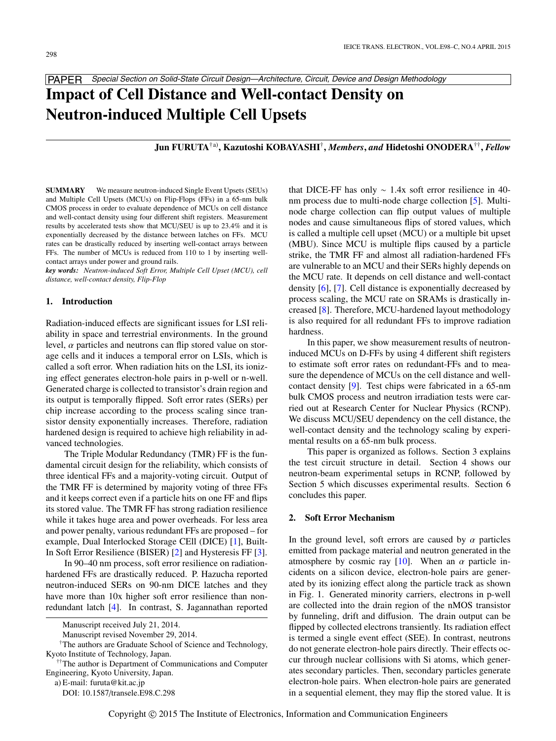PAPER *Special Section on Solid-State Circuit Design—Architecture, Circuit, Device and Design Methodology*

# Impact of Cell Distance and Well-contact Density on Neutron-induced Multiple Cell Upsets

**Jun FURUTA**[†a), **Kazutoshi KOBAYASHI**[†], *Members*, *and* **Hidetoshi ONODERA**[††], *Fellow*

**SUMMARY** We measure neutron-induced Single Event Upsets (SEUs) and Multiple Cell Upsets (MCUs) on Flip-Flops (FFs) in a 65-nm bulk CMOS process in order to evaluate dependence of MCUs on cell distance and well-contact density using four different shift registers. Measurement results by accelerated tests show that MCU/SEU is up to 23.4% and it is exponentially decreased by the distance between latches on FFs. MCU rates can be drastically reduced by inserting well-contact arrays between FFs. The number of MCUs is reduced from 110 to 1 by inserting well-contact arrays under power and ground rails.

*key words: Neutron-induced Soft Error, Multiple Cell Upset (MCU), cell distance, well-contact density, Flip-Flop*

## 1. Introduction

Radiation-induced effects are significant issues for LSI reliability in space and terrestrial environments. In the ground level, $\alpha$ particles and neutrons can flip stored value on storage cells and it induces a temporal error on LSIs, which is called a soft error. When radiation hits on the LSI, its ionizing effect generates electron-hole pairs in p-well or n-well. Generated charge is collected to transistor's drain region and its output is temporally flipped. Soft error rates (SERs) per chip increase according to the process scaling since transistor density exponentially increases. Therefore, radiation hardened design is required to achieve high reliability in advanced technologies.

The Triple Modular Redundancy (TMR) FF is the fundamental circuit design for the reliability, which consists of three identical FFs and a majority-voting circuit. Output of the TMR FF is determined by majority voting of three FFs and it keeps correct even if a particle hits on one FF and flips its stored value. The TMR FF has strong radiation resilience while it takes huge area and power overheads. For less area and power penalty, various redundant FFs are proposed – for example, Dual Interlocked Storage CEll (DICE) [1], Built-In Soft Error Resilience (BISER) [2] and Hysteresis FF [3].

In 90–40 nm process, soft error resilience on radiation-hardened FFs are drastically reduced. P. Hazucha reported neutron-induced SERs on 90-nm DICE latches and they have more than 10x higher soft error resilience than non-redundant latch [4]. In contrast, S. Jagannathan reported that DICE-FF has only ∼ 1.4x soft error resilience in 40-nm process due to multi-node charge collection [5]. Multi-node charge collection can flip output values of multiple nodes and cause simultaneous flips of stored values, which is called a multiple cell upset (MCU) or a multiple bit upset (MBU). Since MCU is multiple flips caused by a particle strike, the TMR FF and almost all radiation-hardened FFs are vulnerable to an MCU and their SERs highly depends on the MCU rate. It depends on cell distance and well-contact density [6], [7]. Cell distance is exponentially decreased by process scaling, the MCU rate on SRAMs is drastically increased [8]. Therefore, MCU-hardened layout methodology is also required for all redundant FFs to improve radiation hardness.

In this paper, we show measurement results of neutron-induced MCUs on D-FFs by using 4 different shift registers to estimate soft error rates on redundant-FFs and to measure the dependence of MCUs on the cell distance and well-contact density [9]. Test chips were fabricated in a 65-nm bulk CMOS process and neutron irradiation tests were carried out at Research Center for Nuclear Physics (RCNP). We discuss MCU/SEU dependency on the cell distance, the well-contact density and the technology scaling by experimental results on a 65-nm bulk process.

This paper is organized as follows. Section 3 explains the test circuit structure in detail. Section 4 shows our neutron-beam experimental setups in RCNP, followed by Section 5 which discusses experimental results. Section 6 concludes this paper.

## 2. Soft Error Mechanism

In the ground level, soft errors are caused by $\alpha$ particles emitted from package material and neutron generated in the atmosphere by cosmic ray [10]. When an $\alpha$ particle incidents on a silicon device, electron-hole pairs are generated by its ionizing effect along the particle track as shown in Fig. 1. Generated minority carriers, electrons in p-well are collected into the drain region of the nMOS transistor by funneling, drift and diffusion. The drain output can be flipped by collected electrons transiently. Its radiation effect is termed a single event effect (SEE). In contrast, neutrons do not generate electron-hole pairs directly. Their effects occur through nuclear collisions with Si atoms, which generates secondary particles. Then, secondary particles generate electron-hole pairs. When electron-hole pairs are generated in a sequential element, they may flip the stored value. It is

Manuscript received July 21, 2014.

Manuscript revised November 29, 2014.

[†]The authors are Graduate School of Science and Technology, Kyoto Institute of Technology, Japan.

[††]The author is Department of Communications and Computer Engineering, Kyoto University, Japan.

a) E-mail: furuta@kit.ac.jp

DOI: 10.1587/transele.E98.C.298

Copyright © 2015 The Institute of Electronics, Information and Communication Engineers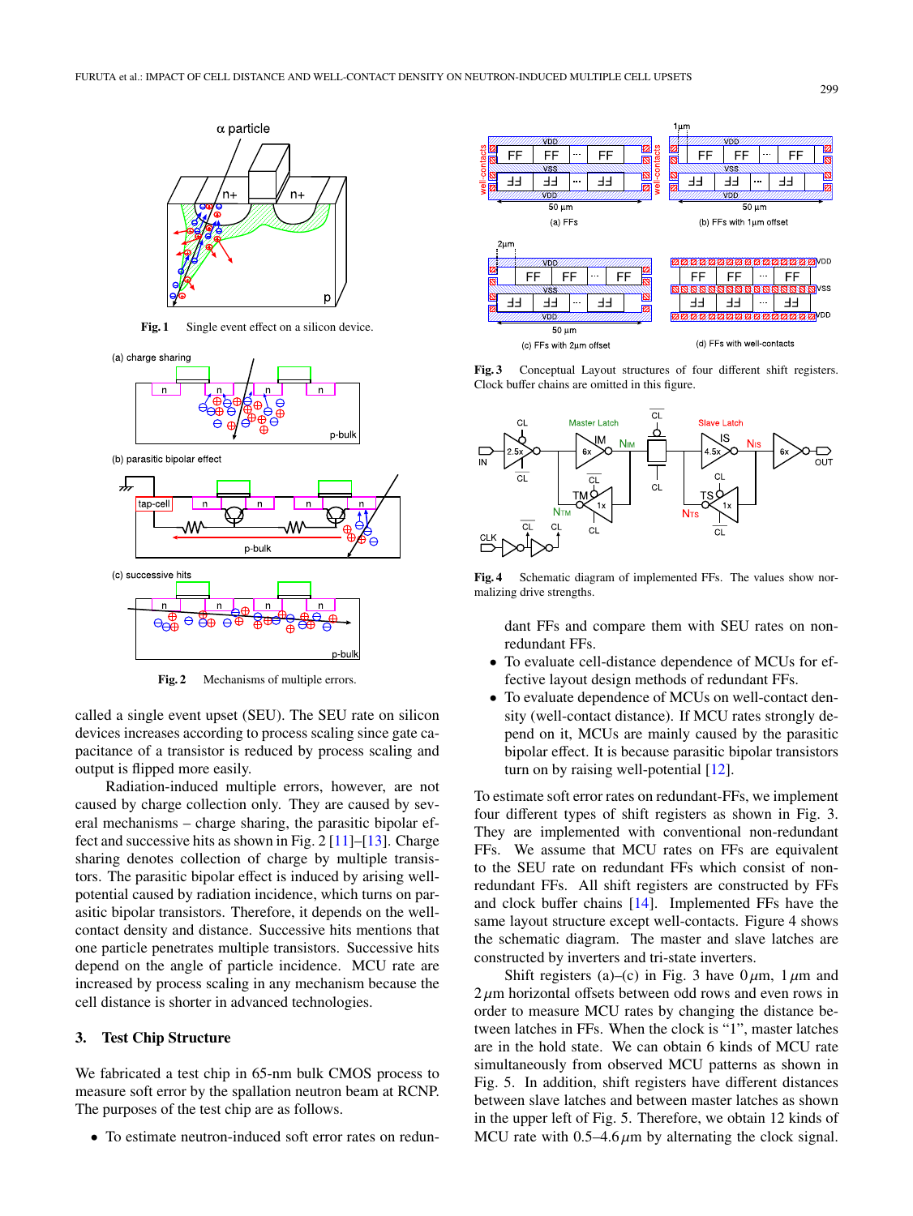Fig. 1 Single event effect on a silicon device.

Fig. 2 Mechanisms of multiple errors.

called a single event upset (SEU). The SEU rate on silicon devices increases according to process scaling since gate capacitance of a transistor is reduced by process scaling and output is flipped more easily.

Radiation-induced multiple errors, however, are not caused by charge collection only. They are caused by several mechanisms – charge sharing, the parasitic bipolar effect and successive hits as shown in Fig. 2 [11]–[13]. Charge sharing denotes collection of charge by multiple transistors. The parasitic bipolar effect is induced by arising well-potential caused by radiation incidence, which turns on parasitic bipolar transistors. Therefore, it depends on the well-contact density and distance. Successive hits mentions that one particle penetrates multiple transistors. Successive hits depend on the angle of particle incidence. MCU rate are increased by process scaling in any mechanism because the cell distance is shorter in advanced technologies.

## 3. Test Chip Structure

We fabricated a test chip in 65-nm bulk CMOS process to measure soft error by the spallation neutron beam at RCNP. The purposes of the test chip are as follows.

- To estimate neutron-induced soft error rates on redundant FFs and compare them with SEU rates on non-redundant FFs.
- To evaluate cell-distance dependence of MCUs for effective layout design methods of redundant FFs.
- To evaluate dependence of MCUs on well-contact density (well-contact distance). If MCU rates strongly depend on it, MCUs are mainly caused by the parasitic bipolar effect. It is because parasitic bipolar transistors turn on by raising well-potential [12].

Fig. 3 Conceptual Layout structures of four different shift registers. Clock buffer chains are omitted in this figure.

Fig. 4 Schematic diagram of implemented FFs. The values show normalizing drive strengths.

To estimate soft error rates on redundant-FFs, we implement four different types of shift registers as shown in Fig. 3. They are implemented with conventional non-redundant FFs. We assume that MCU rates on FFs are equivalent to the SEU rate on redundant FFs which consist of non-redundant FFs. All shift registers are constructed by FFs and clock buffer chains [14]. Implemented FFs have the same layout structure except well-contacts. Figure 4 shows the schematic diagram. The master and slave latches are constructed by inverters and tri-state inverters.

Shift registers (a)–(c) in Fig. 3 have $0\,\mu$m, $1\,\mu$m and $2\,\mu$m horizontal offsets between odd rows and even rows in order to measure MCU rates by changing the distance between latches in FFs. When the clock is "1", master latches are in the hold state. We can obtain 6 kinds of MCU rate simultaneously from observed MCU patterns as shown in Fig. 5. In addition, shift registers have different distances between slave latches and between master latches as shown in the upper left of Fig. 5. Therefore, we obtain 12 kinds of MCU rate with 0.5–4.6$\,\mu$m by alternating the clock signal.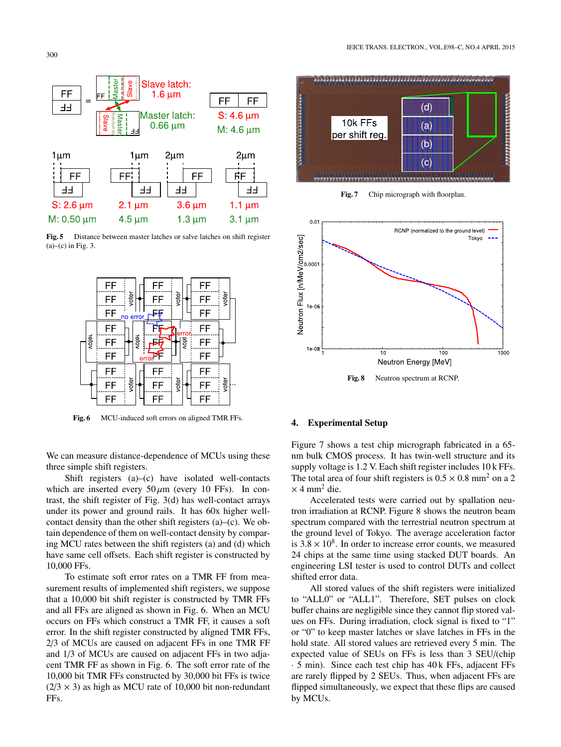Fig. 5 Distance between master latches or salve latches on shift register (a)–(c) in Fig. 3.

Fig. 6 MCU-induced soft errors on aligned TMR FFs.

We can measure distance-dependence of MCUs using these three simple shift registers.

Shift registers (a)–(c) have isolated well-contacts which are inserted every $50\,\mu$m (every 10 FFs). In contrast, the shift register of Fig. 3(d) has well-contact arrays under its power and ground rails. It has 60x higher well-contact density than the other shift registers (a)–(c). We obtain dependence of them on well-contact density by comparing MCU rates between the shift registers (a) and (d) which have same cell offsets. Each shift register is constructed by 10,000 FFs.

To estimate soft error rates on a TMR FF from measurement results of implemented shift registers, we suppose that a 10,000 bit shift register is constructed by TMR FFs and all FFs are aligned as shown in Fig. 6. When an MCU occurs on FFs which construct a TMR FF, it causes a soft error. In the shift register constructed by aligned TMR FFs, 2/3 of MCUs are caused on adjacent FFs in one TMR FF and 1/3 of MCUs are caused on adjacent FFs in two adjacent TMR FF as shown in Fig. 6. The soft error rate of the 10,000 bit TMR FFs constructed by 30,000 bit FFs is twice ($2/3 \times 3$) as high as MCU rate of 10,000 bit non-redundant FFs.

Fig. 7 Chip micrograph with floorplan.

Fig. 8 Neutron spectrum at RCNP.

## 4. Experimental Setup

Figure 7 shows a test chip micrograph fabricated in a 65-nm bulk CMOS process. It has twin-well structure and its supply voltage is 1.2 V. Each shift register includes 10 k FFs. The total area of four shift registers is $0.5 \times 0.8$ mm$^2$ on a $2 \times 4$ mm$^2$ die.

Accelerated tests were carried out by spallation neutron irradiation at RCNP. Figure 8 shows the neutron beam spectrum compared with the terrestrial neutron spectrum at the ground level of Tokyo. The average acceleration factor is $3.8 \times 10^8$. In order to increase error counts, we measured 24 chips at the same time using stacked DUT boards. An engineering LSI tester is used to control DUTs and collect shifted error data.

All stored values of the shift registers were initialized to "ALL0" or "ALL1". Therefore, SET pulses on clock buffer chains are negligible since they cannot flip stored values on FFs. During irradiation, clock signal is fixed to "1" or "0" to keep master latches or slave latches in FFs in the hold state. All stored values are retrieved every 5 min. The expected value of SEUs on FFs is less than 3 SEU/(chip · 5 min). Since each test chip has 40 k FFs, adjacent FFs are rarely flipped by 2 SEUs. Thus, when adjacent FFs are flipped simultaneously, we expect that these flips are caused by MCUs.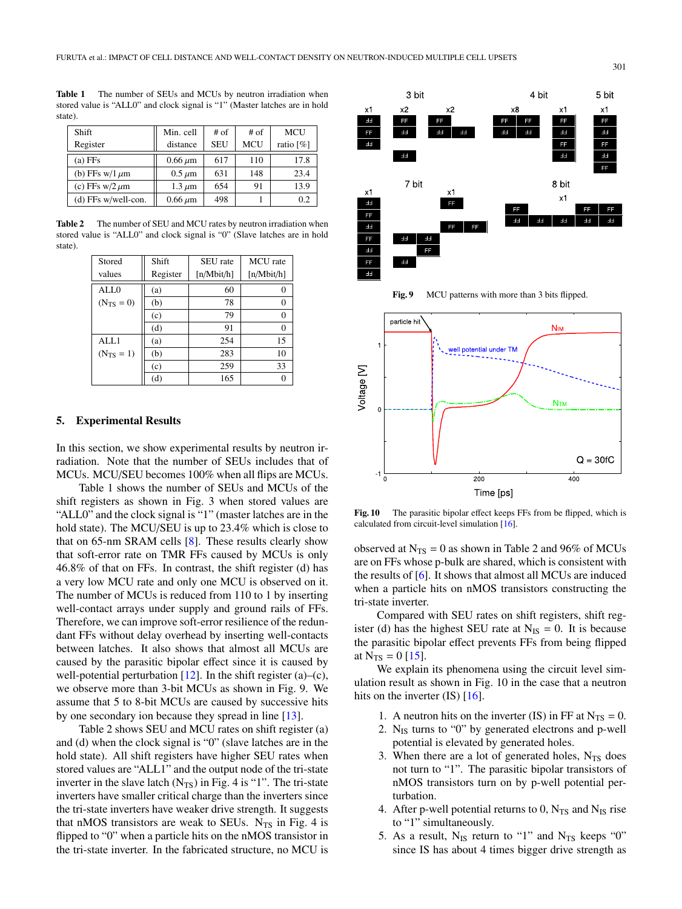**Table 1** The number of SEUs and MCUs by neutron irradiation when stored value is "ALL0" and clock signal is "1" (Master latches are in hold state).

| Shift Register | Min. cell distance | # of SEU | # of MCU | MCU ratio [%] |
|---|---|---|---|---|
| (a) FFs | 0.66 $\mu$m | 617 | 110 | 17.8 |
| (b) FFs w/1 $\mu$m | 0.5 $\mu$m | 631 | 148 | 23.4 |
| (c) FFs w/2 $\mu$m | 1.3 $\mu$m | 654 | 91 | 13.9 |
| (d) FFs w/well-con. | 0.66 $\mu$m | 498 | 1 | 0.2 |

**Table 2** The number of SEU and MCU rates by neutron irradiation when stored value is "ALL0" and clock signal is "0" (Slave latches are in hold state).

| Stored values | Shift Register | SEU rate [n/Mbit/h] | MCU rate [n/Mbit/h] |
|---|---|---|---|
| ALL0 ($N_{TS}$ = 0) | (a) | 60 | 0 |
| | (b) | 78 | 0 |
| | (c) | 79 | 0 |
| | (d) | 91 | 0 |
| ALL1 ($N_{TS}$ = 1) | (a) | 254 | 15 |
| | (b) | 283 | 10 |
| | (c) | 259 | 33 |
| | (d) | 165 | 0 |

## 5. Experimental Results

In this section, we show experimental results by neutron irradiation. Note that the number of SEUs includes that of MCUs. MCU/SEU becomes 100% when all flips are MCUs.

Table 1 shows the number of SEUs and MCUs of the shift registers as shown in Fig. 3 when stored values are "ALL0" and the clock signal is "1" (master latches are in the hold state). The MCU/SEU is up to 23.4% which is close to that on 65-nm SRAM cells [8]. These results clearly show that soft-error rate on TMR FFs caused by MCUs is only 46.8% of that on FFs. In contrast, the shift register (d) has a very low MCU rate and only one MCU is observed on it. The number of MCUs is reduced from 110 to 1 by inserting well-contact arrays under supply and ground rails of FFs. Therefore, we can improve soft-error resilience of the redundant FFs without delay overhead by inserting well-contacts between latches. It also shows that almost all MCUs are caused by the parasitic bipolar effect since it is caused by well-potential perturbation [12]. In the shift register (a)–(c), we observe more than 3-bit MCUs as shown in Fig. 9. We assume that 5 to 8-bit MCUs are caused by successive hits by one secondary ion because they spread in line [13].

Table 2 shows SEU and MCU rates on shift register (a) and (d) when the clock signal is "0" (slave latches are in the hold state). All shift registers have higher SEU rates when stored values are "ALL1" and the output node of the tri-state inverter in the slave latch ($N_{TS}$) in Fig. 4 is "1". The tri-state inverters have smaller critical charge than the inverters since the tri-state inverters have weaker drive strength. It suggests that nMOS transistors are weak to SEUs. $N_{TS}$ in Fig. 4 is flipped to "0" when a particle hits on the nMOS transistor in the tri-state inverter. In the fabricated structure, no MCU is observed at $N_{TS}$ = 0 as shown in Table 2 and 96% of MCUs are on FFs whose p-bulk are shared, which is consistent with the results of [6]. It shows that almost all MCUs are induced when a particle hits on nMOS transistors constructing the tri-state inverter.

Fig. 9 MCU patterns with more than 3 bits flipped.

Fig. 10 The parasitic bipolar effect keeps FFs from be flipped, which is calculated from circuit-level simulation [16].

Compared with SEU rates on shift registers, shift register (d) has the highest SEU rate at $N_{IS}$ = 0. It is because the parasitic bipolar effect prevents FFs from being flipped at $N_{TS}$ = 0 [15].

We explain its phenomena using the circuit level simulation result as shown in Fig. 10 in the case that a neutron hits on the inverter (IS) [16].

1. A neutron hits on the inverter (IS) in FF at $N_{TS}$ = 0.
2. $N_{IS}$ turns to "0" by generated electrons and p-well potential is elevated by generated holes.
3. When there are a lot of generated holes, $N_{TS}$ does not turn to "1". The parasitic bipolar transistors of nMOS transistors turn on by p-well potential perturbation.
4. After p-well potential returns to 0, $N_{TS}$ and $N_{IS}$ rise to "1" simultaneously.
5. As a result, $N_{IS}$ return to "1" and $N_{TS}$ keeps "0" since IS has about 4 times bigger drive strength as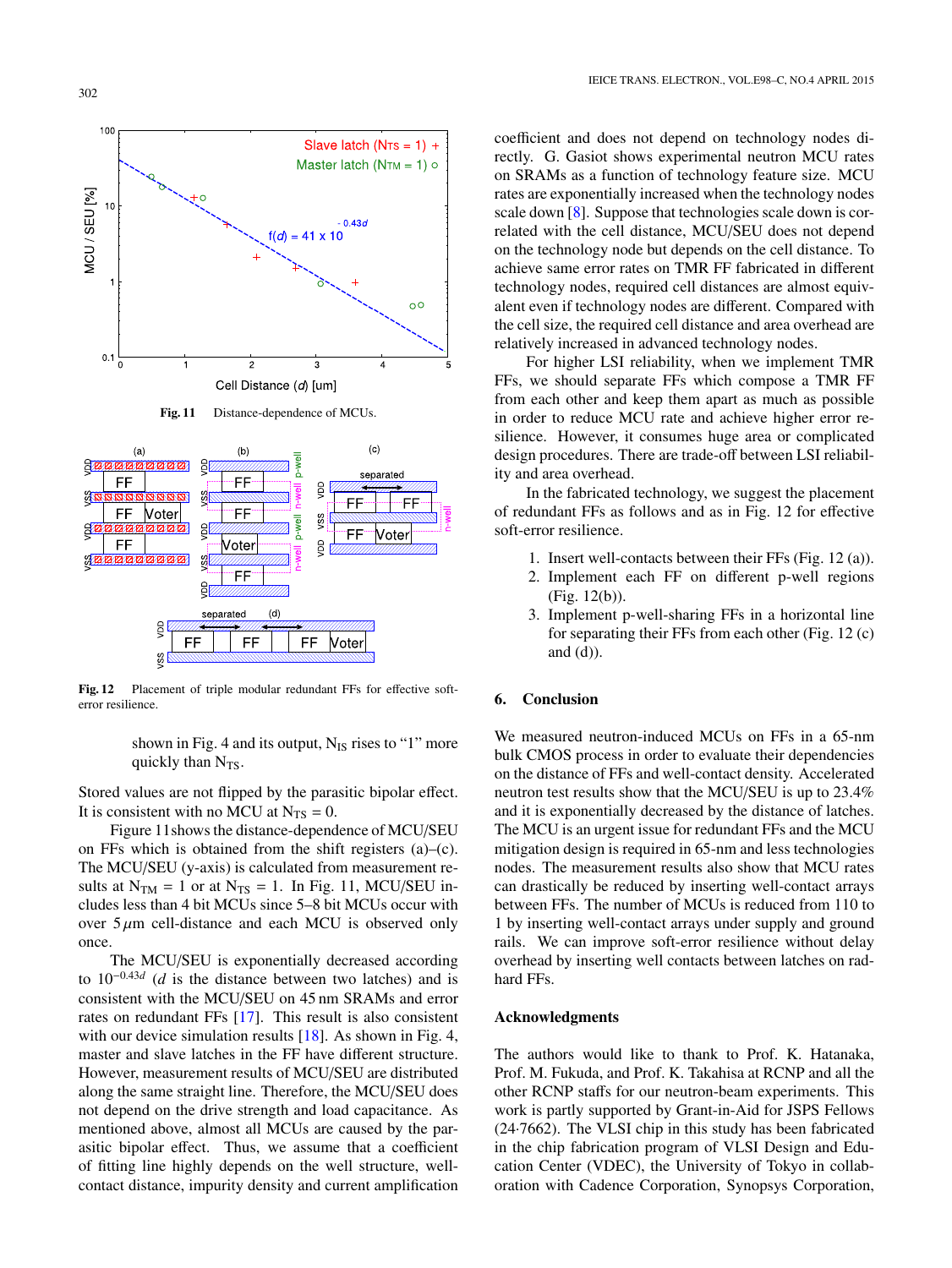Fig. 11 Distance-dependence of MCUs.

Fig. 12 Placement of triple modular redundant FFs for effective soft-error resilience.

shown in Fig. 4 and its output, $N_{IS}$ rises to "1" more quickly than $N_{TS}$.

Stored values are not flipped by the parasitic bipolar effect. It is consistent with no MCU at $N_{TS} = 0$.

Figure 11 shows the distance-dependence of MCU/SEU on FFs which is obtained from the shift registers (a)–(c). The MCU/SEU (y-axis) is calculated from measurement results at $N_{TM} = 1$ or at $N_{TS} = 1$. In Fig. 11, MCU/SEU includes less than 4 bit MCUs since 5–8 bit MCUs occur with over $5\,\mu$m cell-distance and each MCU is observed only once.

The MCU/SEU is exponentially decreased according to $10^{-0.43d}$ ($d$ is the distance between two latches) and is consistent with the MCU/SEU on 45 nm SRAMs and error rates on redundant FFs [17]. This result is also consistent with our device simulation results [18]. As shown in Fig. 4, master and slave latches in the FF have different structure. However, measurement results of MCU/SEU are distributed along the same straight line. Therefore, the MCU/SEU does not depend on the drive strength and load capacitance. As mentioned above, almost all MCUs are caused by the parasitic bipolar effect. Thus, we assume that a coefficient of fitting line highly depends on the well structure, well-contact distance, impurity density and current amplification coefficient and does not depend on technology nodes directly. G. Gasiot shows experimental neutron MCU rates on SRAMs as a function of technology feature size. MCU rates are exponentially increased when the technology nodes scale down [8]. Suppose that technologies scale down is correlated with the cell distance, MCU/SEU does not depend on the technology node but depends on the cell distance. To achieve same error rates on TMR FF fabricated in different technology nodes, required cell distances are almost equivalent even if technology nodes are different. Compared with the cell size, the required cell distance and area overhead are relatively increased in advanced technology nodes.

For higher LSI reliability, when we implement TMR FFs, we should separate FFs which compose a TMR FF from each other and keep them apart as much as possible in order to reduce MCU rate and achieve higher error resilience. However, it consumes huge area or complicated design procedures. There are trade-off between LSI reliability and area overhead.

In the fabricated technology, we suggest the placement of redundant FFs as follows and as in Fig. 12 for effective soft-error resilience.

1. Insert well-contacts between their FFs (Fig. 12 (a)).
2. Implement each FF on different p-well regions (Fig. 12(b)).
3. Implement p-well-sharing FFs in a horizontal line for separating their FFs from each other (Fig. 12 (c) and (d)).

## 6. Conclusion

We measured neutron-induced MCUs on FFs in a 65-nm bulk CMOS process in order to evaluate their dependencies on the distance of FFs and well-contact density. Accelerated neutron test results show that the MCU/SEU is up to 23.4% and it is exponentially decreased by the distance of latches. The MCU is an urgent issue for redundant FFs and the MCU mitigation design is required in 65-nm and less technologies nodes. The measurement results also show that MCU rates can drastically be reduced by inserting well-contact arrays between FFs. The number of MCUs is reduced from 110 to 1 by inserting well-contact arrays under supply and ground rails. We can improve soft-error resilience without delay overhead by inserting well contacts between latches on rad-hard FFs.

## Acknowledgments

The authors would like to thank to Prof. K. Hatanaka, Prof. M. Fukuda, and Prof. K. Takahisa at RCNP and all the other RCNP staffs for our neutron-beam experiments. This work is partly supported by Grant-in-Aid for JSPS Fellows (24·7662). The VLSI chip in this study has been fabricated in the chip fabrication program of VLSI Design and Education Center (VDEC), the University of Tokyo in collaboration with Cadence Corporation, Synopsys Corporation,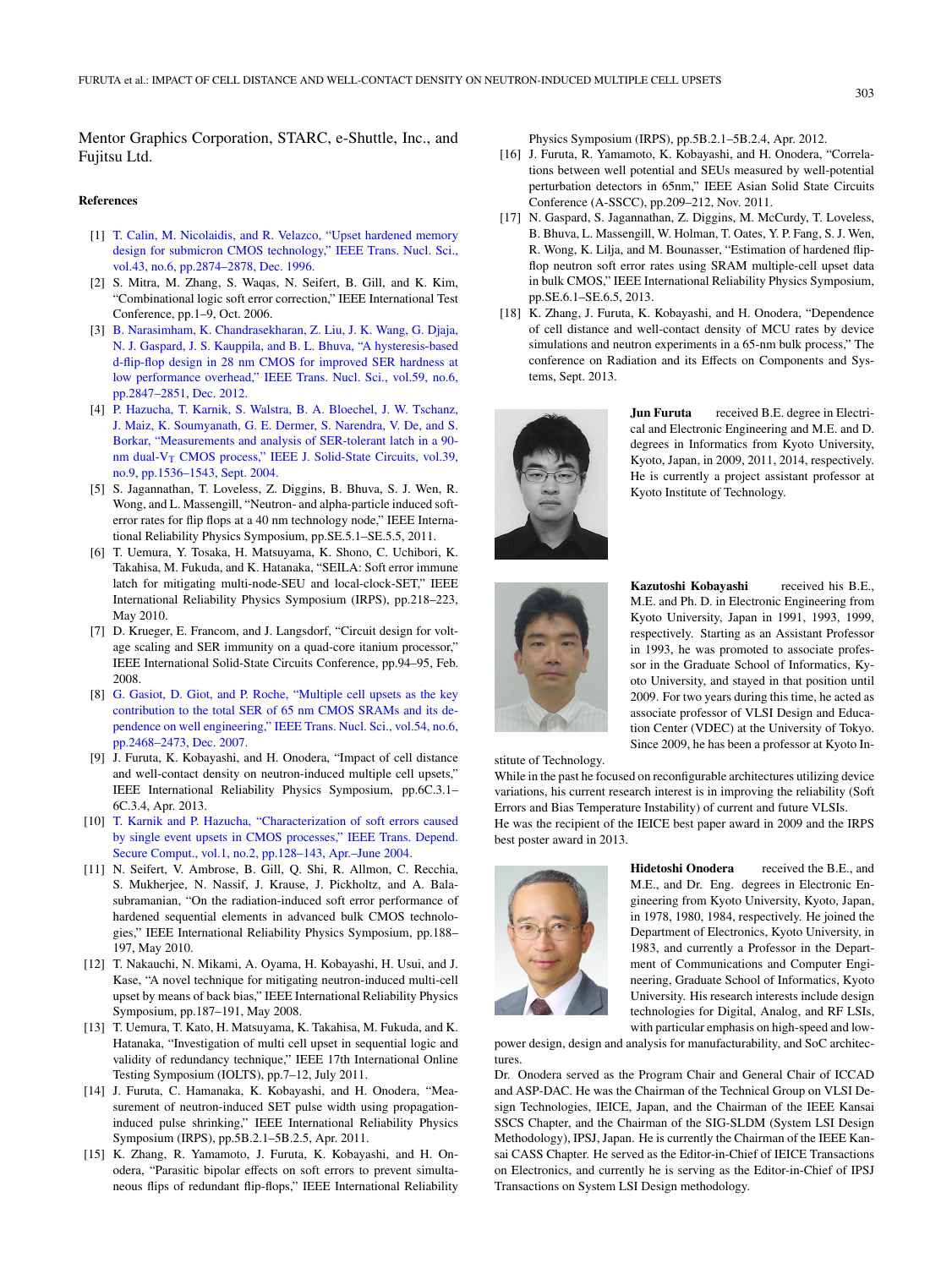Mentor Graphics Corporation, STARC, e-Shuttle, Inc., and Fujitsu Ltd.

## References

[1] T. Calin, M. Nicolaidis, and R. Velazco, "Upset hardened memory design for submicron CMOS technology," IEEE Trans. Nucl. Sci., vol.43, no.6, pp.2874–2878, Dec. 1996.

[2] S. Mitra, M. Zhang, S. Waqas, N. Seifert, B. Gill, and K. Kim, "Combinational logic soft error correction," IEEE International Test Conference, pp.1–9, Oct. 2006.

[3] B. Narasimham, K. Chandrasekharan, Z. Liu, J. K. Wang, G. Djaja, N. J. Gaspard, J. S. Kauppila, and B. L. Bhuva, "A hysteresis-based d-flip-flop design in 28 nm CMOS for improved SER hardness at low performance overhead," IEEE Trans. Nucl. Sci., vol.59, no.6, pp.2847–2851, Dec. 2012.

[4] P. Hazucha, T. Karnik, S. Walstra, B. A. Bloechel, J. W. Tschanz, J. Maiz, K. Soumyanath, G. E. Dermer, S. Narendra, V. De, and S. Borkar, "Measurements and analysis of SER-tolerant latch in a 90-nm dual-$V_T$ CMOS process," IEEE J. Solid-State Circuits, vol.39, no.9, pp.1536–1543, Sept. 2004.

[5] S. Jagannathan, T. Loveless, Z. Diggins, B. Bhuva, S. J. Wen, R. Wong, and L. Massengill, "Neutron- and alpha-particle induced soft-error rates for flip flops at a 40 nm technology node," IEEE International Reliability Physics Symposium, pp.SE.5.1–SE.5.5, 2011.

[6] T. Uemura, Y. Tosaka, H. Matsuyama, K. Shono, C. Uchibori, K. Takahisa, M. Fukuda, and K. Hatanaka, "SEILA: Soft error immune latch for mitigating multi-node-SEU and local-clock-SET," IEEE International Reliability Physics Symposium (IRPS), pp.218–223, May 2010.

[7] D. Krueger, E. Francom, and J. Langsdorf, "Circuit design for voltage scaling and SER immunity on a quad-core itanium processor," IEEE International Solid-State Circuits Conference, pp.94–95, Feb. 2008.

[8] G. Gasiot, D. Giot, and P. Roche, "Multiple cell upsets as the key contribution to the total SER of 65 nm CMOS SRAMs and its dependence on well engineering," IEEE Trans. Nucl. Sci., vol.54, no.6, pp.2468–2473, Dec. 2007.

[9] J. Furuta, K. Kobayashi, and H. Onodera, "Impact of cell distance and well-contact density on neutron-induced multiple cell upsets," IEEE International Reliability Physics Symposium, pp.6C.3.1–6C.3.4, Apr. 2013.

[10] T. Karnik and P. Hazucha, "Characterization of soft errors caused by single event upsets in CMOS processes," IEEE Trans. Depend. Secure Comput., vol.1, no.2, pp.128–143, Apr.–June 2004.

[11] N. Seifert, V. Ambrose, B. Gill, Q. Shi, R. Allmon, C. Recchia, S. Mukherjee, N. Nassif, J. Krause, J. Pickholtz, and A. Balasubramanian, "On the radiation-induced soft error performance of hardened sequential elements in advanced bulk CMOS technologies," IEEE International Reliability Physics Symposium, pp.188–197, May 2010.

[12] T. Nakauchi, N. Mikami, A. Oyama, H. Kobayashi, H. Usui, and J. Kase, "A novel technique for mitigating neutron-induced multi-cell upset by means of back bias," IEEE International Reliability Physics Symposium, pp.187–191, May 2008.

[13] T. Uemura, T. Kato, H. Matsuyama, K. Takahisa, M. Fukuda, and K. Hatanaka, "Investigation of multi cell upset in sequential logic and validity of redundancy technique," IEEE 17th International Online Testing Symposium (IOLTS), pp.7–12, July 2011.

[14] J. Furuta, C. Hamanaka, K. Kobayashi, and H. Onodera, "Measurement of neutron-induced SET pulse width using propagation-induced pulse shrinking," IEEE International Reliability Physics Symposium (IRPS), pp.5B.2.1–5B.2.5, Apr. 2011.

[15] K. Zhang, R. Yamamoto, J. Furuta, K. Kobayashi, and H. Onodera, "Parasitic bipolar effects on soft errors to prevent simultaneous flips of redundant flip-flops," IEEE International Reliability Physics Symposium (IRPS), pp.5B.2.1–5B.2.4, Apr. 2012.

[16] J. Furuta, R. Yamamoto, K. Kobayashi, and H. Onodera, "Correlations between well potential and SEUs measured by well-potential perturbation detectors in 65nm," IEEE Asian Solid State Circuits Conference (A-SSCC), pp.209–212, Nov. 2011.

[17] N. Gaspard, S. Jagannathan, Z. Diggins, M. McCurdy, T. Loveless, B. Bhuva, L. Massengill, W. Holman, T. Oates, Y. P. Fang, S. J. Wen, R. Wong, K. Lilja, and M. Bounasser, "Estimation of hardened flip-flop neutron soft error rates using SRAM multiple-cell upset data in bulk CMOS," IEEE International Reliability Physics Symposium, pp.SE.6.1–SE.6.5, 2013.

[18] K. Zhang, J. Furuta, K. Kobayashi, and H. Onodera, "Dependence of cell distance and well-contact density of MCU rates by device simulations and neutron experiments in a 65-nm bulk process," The conference on Radiation and its Effects on Components and Systems, Sept. 2013.

**Jun Furuta** received B.E. degree in Electrical and Electronic Engineering and M.E. and D. degrees in Informatics from Kyoto University, Kyoto, Japan, in 2009, 2011, 2014, respectively. He is currently a project assistant professor at Kyoto Institute of Technology.

**Kazutoshi Kobayashi** received his B.E., M.E. and Ph. D. in Electronic Engineering from Kyoto University, Japan in 1991, 1993, 1999, respectively. Starting as an Assistant Professor in 1993, he was promoted to associate professor in the Graduate School of Informatics, Kyoto University, and stayed in that position until 2009. For two years during this time, he acted as associate professor of VLSI Design and Education Center (VDEC) at the University of Tokyo. Since 2009, he has been a professor at Kyoto Institute of Technology.
While in the past he focused on reconfigurable architectures utilizing device variations, his current research interest is in improving the reliability (Soft Errors and Bias Temperature Instability) of current and future VLSIs.
He was the recipient of the IEICE best paper award in 2009 and the IRPS best poster award in 2013.

**Hidetoshi Onodera** received the B.E., and M.E., and Dr. Eng. degrees in Electronic Engineering from Kyoto University, Kyoto, Japan, in 1978, 1980, 1984, respectively. He joined the Department of Electronics, Kyoto University, in 1983, and currently a Professor in the Department of Communications and Computer Engineering, Graduate School of Informatics, Kyoto University. His research interests include design technologies for Digital, Analog, and RF LSIs, with particular emphasis on high-speed and low-power design, design and analysis for manufacturability, and SoC architectures.
Dr. Onodera served as the Program Chair and General Chair of ICCAD and ASP-DAC. He was the Chairman of the Technical Group on VLSI Design Technologies, IEICE, Japan, and the Chairman of the IEEE Kansai SSCS Chapter, and the Chairman of the SIG-SLDM (System LSI Design Methodology), IPSJ, Japan. He is currently the Chairman of the IEEE Kansai CASS Chapter. He served as the Editor-in-Chief of IEICE Transactions on Electronics, and currently he is serving as the Editor-in-Chief of IPSJ Transactions on System LSI Design methodology.